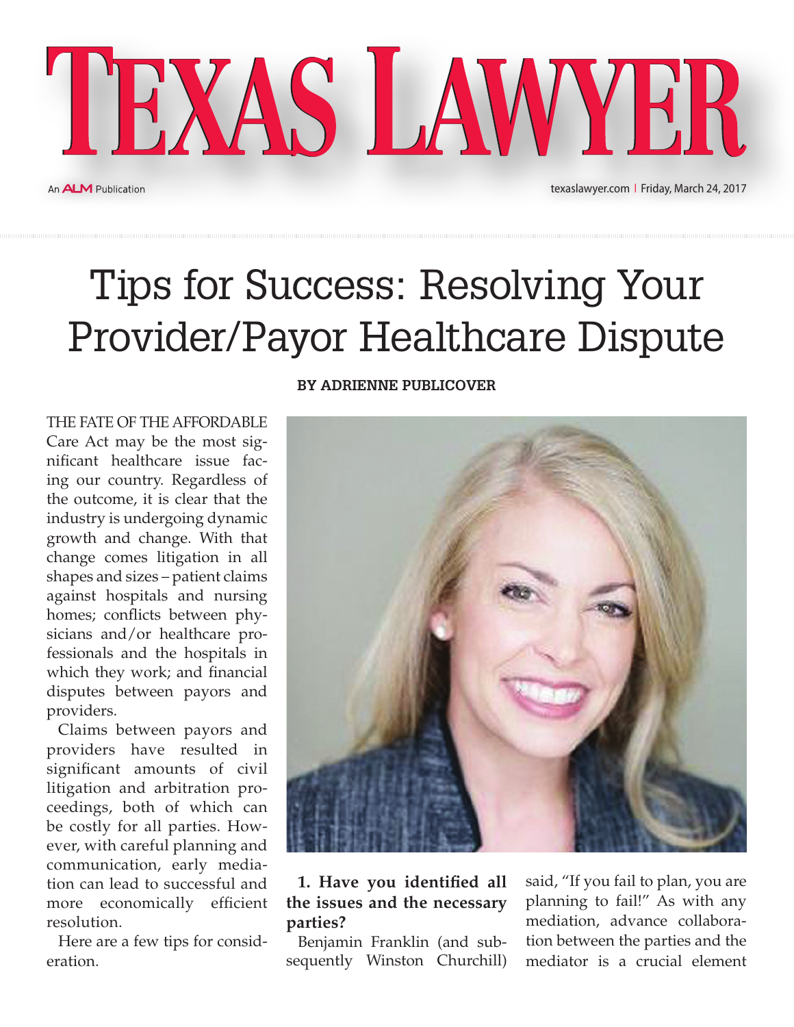# TEXAS LAWYER

An ALM Publication

texaslawyer.com | Friday, March 24, 2017

# Tips for Success: Resolving Your Provider/Payor Healthcare Dispute

**BY ADRIENNE PUBLICOVER**

THE FATE OF THE AFFORDABLE Care Act may be the most significant healthcare issue facing our country. Regardless of the outcome, it is clear that the industry is undergoing dynamic growth and change. With that change comes litigation in all shapes and sizes – patient claims against hospitals and nursing homes; conflicts between physicians and/or healthcare professionals and the hospitals in which they work; and financial disputes between payors and providers.

Claims between payors and providers have resulted in significant amounts of civil litigation and arbitration proceedings, both of which can be costly for all parties. However, with careful planning and communication, early mediation can lead to successful and more economically efficient resolution.

Here are a few tips for consideration.

**1. Have you identified all the issues and the necessary parties?**

Benjamin Franklin (and subsequently Winston Churchill) said, "If you fail to plan, you are planning to fail!" As with any mediation, advance collaboration between the parties and the mediator is a crucial element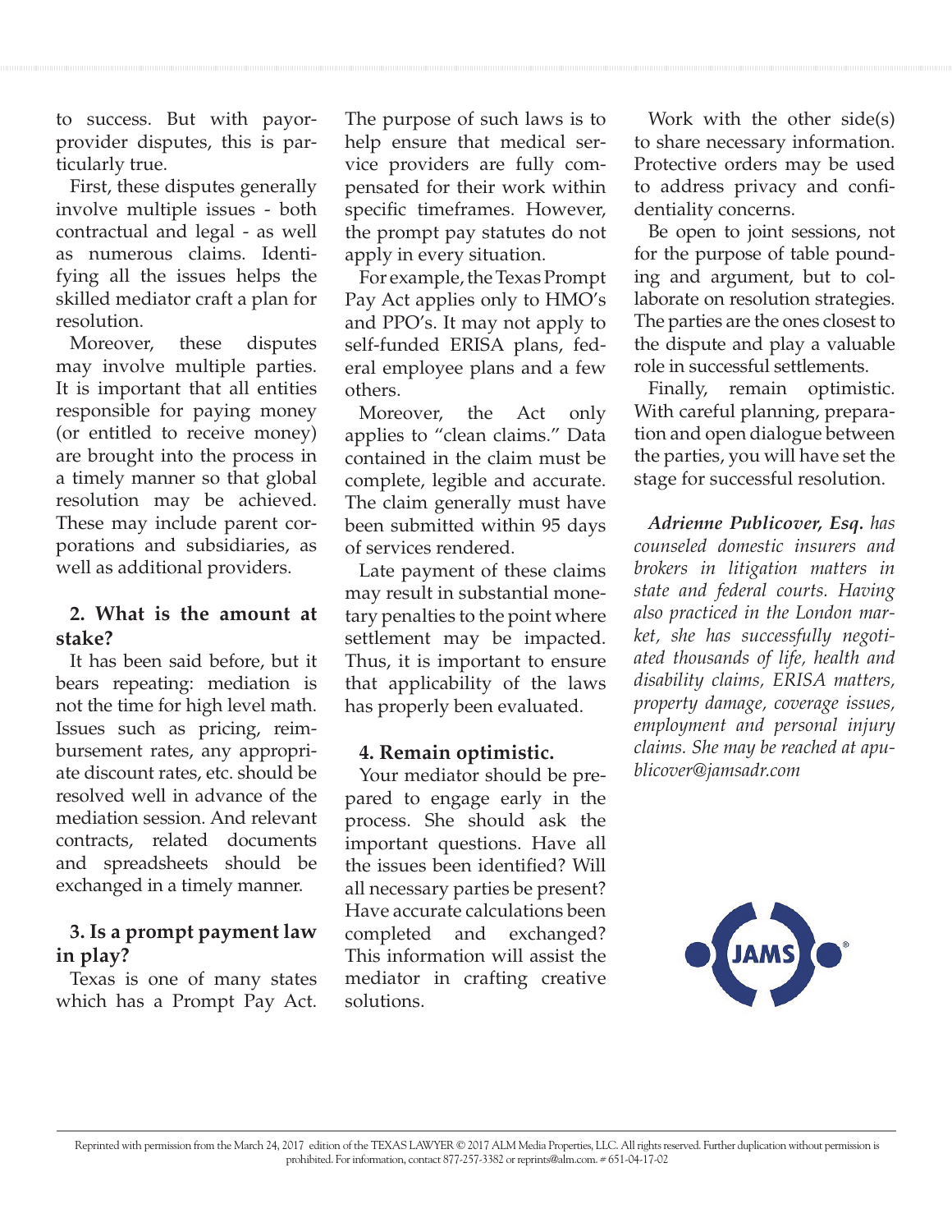to success. But with payor-provider disputes, this is particularly true.

First, these disputes generally involve multiple issues - both contractual and legal - as well as numerous claims. Identifying all the issues helps the skilled mediator craft a plan for resolution.

Moreover, these disputes may involve multiple parties. It is important that all entities responsible for paying money (or entitled to receive money) are brought into the process in a timely manner so that global resolution may be achieved. These may include parent corporations and subsidiaries, as well as additional providers.

### 2. What is the amount at stake?

It has been said before, but it bears repeating: mediation is not the time for high level math. Issues such as pricing, reimbursement rates, any appropriate discount rates, etc. should be resolved well in advance of the mediation session. And relevant contracts, related documents and spreadsheets should be exchanged in a timely manner.

### 3. Is a prompt payment law in play?

Texas is one of many states which has a Prompt Pay Act. The purpose of such laws is to help ensure that medical service providers are fully compensated for their work within specific timeframes. However, the prompt pay statutes do not apply in every situation.

For example, the Texas Prompt Pay Act applies only to HMO's and PPO's. It may not apply to self-funded ERISA plans, federal employee plans and a few others.

Moreover, the Act only applies to "clean claims." Data contained in the claim must be complete, legible and accurate. The claim generally must have been submitted within 95 days of services rendered.

Late payment of these claims may result in substantial monetary penalties to the point where settlement may be impacted. Thus, it is important to ensure that applicability of the laws has properly been evaluated.

### 4. Remain optimistic.

Your mediator should be prepared to engage early in the process. She should ask the important questions. Have all the issues been identified? Will all necessary parties be present? Have accurate calculations been completed and exchanged? This information will assist the mediator in crafting creative solutions.

Work with the other side(s) to share necessary information. Protective orders may be used to address privacy and confidentiality concerns.

Be open to joint sessions, not for the purpose of table pounding and argument, but to collaborate on resolution strategies. The parties are the ones closest to the dispute and play a valuable role in successful settlements.

Finally, remain optimistic. With careful planning, preparation and open dialogue between the parties, you will have set the stage for successful resolution.

***Adrienne Publicover, Esq.*** *has counseled domestic insurers and brokers in litigation matters in state and federal courts. Having also practiced in the London market, she has successfully negotiated thousands of life, health and disability claims, ERISA matters, property damage, coverage issues, employment and personal injury claims. She may be reached at apublicover@jamsadr.com*

JAMS®

Reprinted with permission from the March 24, 2017 edition of the TEXAS LAWYER © 2017 ALM Media Properties, LLC. All rights reserved. Further duplication without permission is prohibited. For information, contact 877-257-3382 or reprints@alm.com. # 651-04-17-02